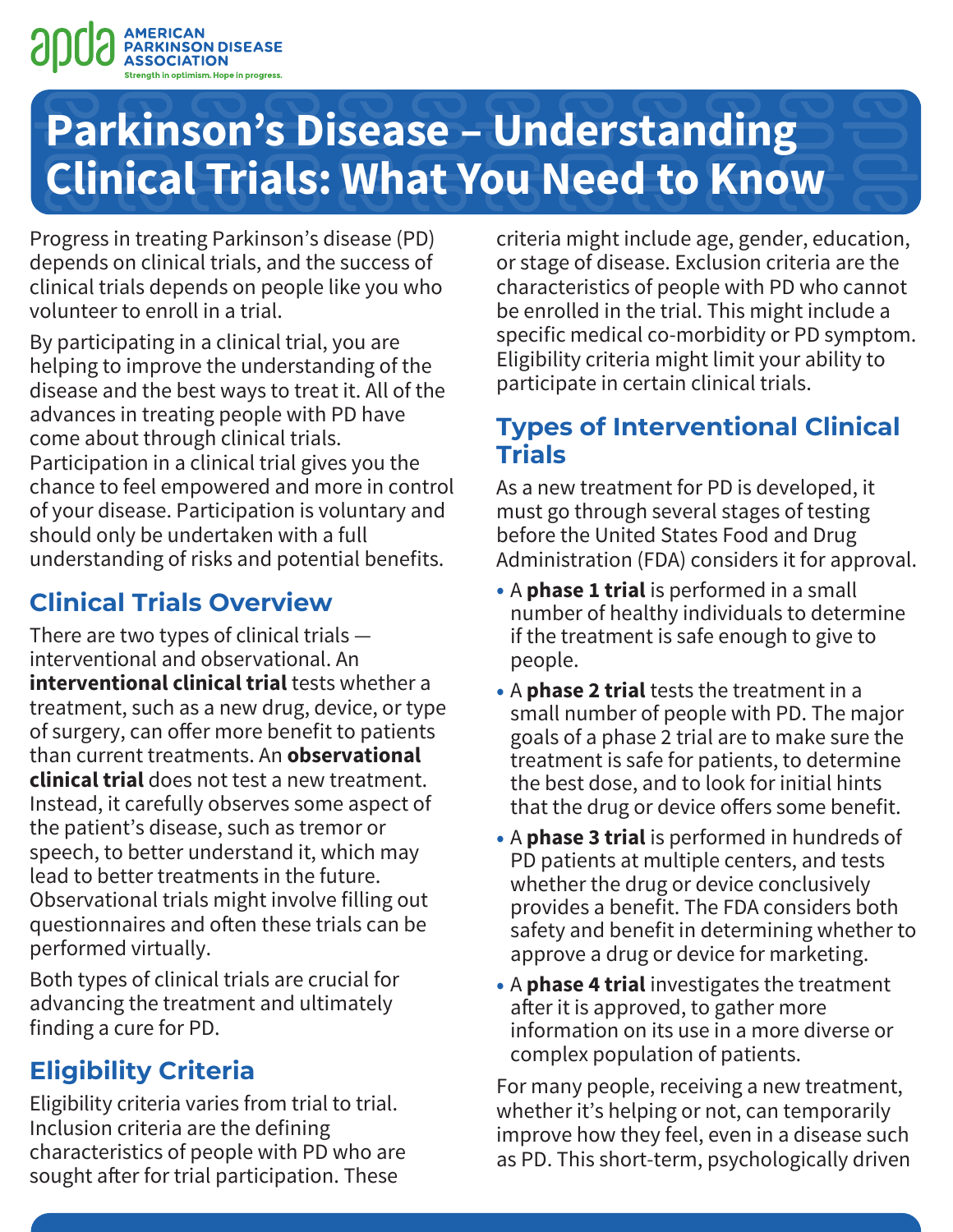# Parkinson's Disease – Understanding Clinical Trials: What You Need to Know

Progress in treating Parkinson's disease (PD) depends on clinical trials, and the success of clinical trials depends on people like you who volunteer to enroll in a trial.

By participating in a clinical trial, you are helping to improve the understanding of the disease and the best ways to treat it. All of the advances in treating people with PD have come about through clinical trials. Participation in a clinical trial gives you the chance to feel empowered and more in control of your disease. Participation is voluntary and should only be undertaken with a full understanding of risks and potential benefits.

## Clinical Trials Overview

There are two types of clinical trials — interventional and observational. An **interventional clinical trial** tests whether a treatment, such as a new drug, device, or type of surgery, can offer more benefit to patients than current treatments. An **observational clinical trial** does not test a new treatment. Instead, it carefully observes some aspect of the patient's disease, such as tremor or speech, to better understand it, which may lead to better treatments in the future. Observational trials might involve filling out questionnaires and often these trials can be performed virtually.

Both types of clinical trials are crucial for advancing the treatment and ultimately finding a cure for PD.

## Eligibility Criteria

Eligibility criteria varies from trial to trial. Inclusion criteria are the defining characteristics of people with PD who are sought after for trial participation. These criteria might include age, gender, education, or stage of disease. Exclusion criteria are the characteristics of people with PD who cannot be enrolled in the trial. This might include a specific medical co-morbidity or PD symptom. Eligibility criteria might limit your ability to participate in certain clinical trials.

## Types of Interventional Clinical Trials

As a new treatment for PD is developed, it must go through several stages of testing before the United States Food and Drug Administration (FDA) considers it for approval.

- A **phase 1 trial** is performed in a small number of healthy individuals to determine if the treatment is safe enough to give to people.
- A **phase 2 trial** tests the treatment in a small number of people with PD. The major goals of a phase 2 trial are to make sure the treatment is safe for patients, to determine the best dose, and to look for initial hints that the drug or device offers some benefit.
- A **phase 3 trial** is performed in hundreds of PD patients at multiple centers, and tests whether the drug or device conclusively provides a benefit. The FDA considers both safety and benefit in determining whether to approve a drug or device for marketing.
- A **phase 4 trial** investigates the treatment after it is approved, to gather more information on its use in a more diverse or complex population of patients.

For many people, receiving a new treatment, whether it's helping or not, can temporarily improve how they feel, even in a disease such as PD. This short-term, psychologically driven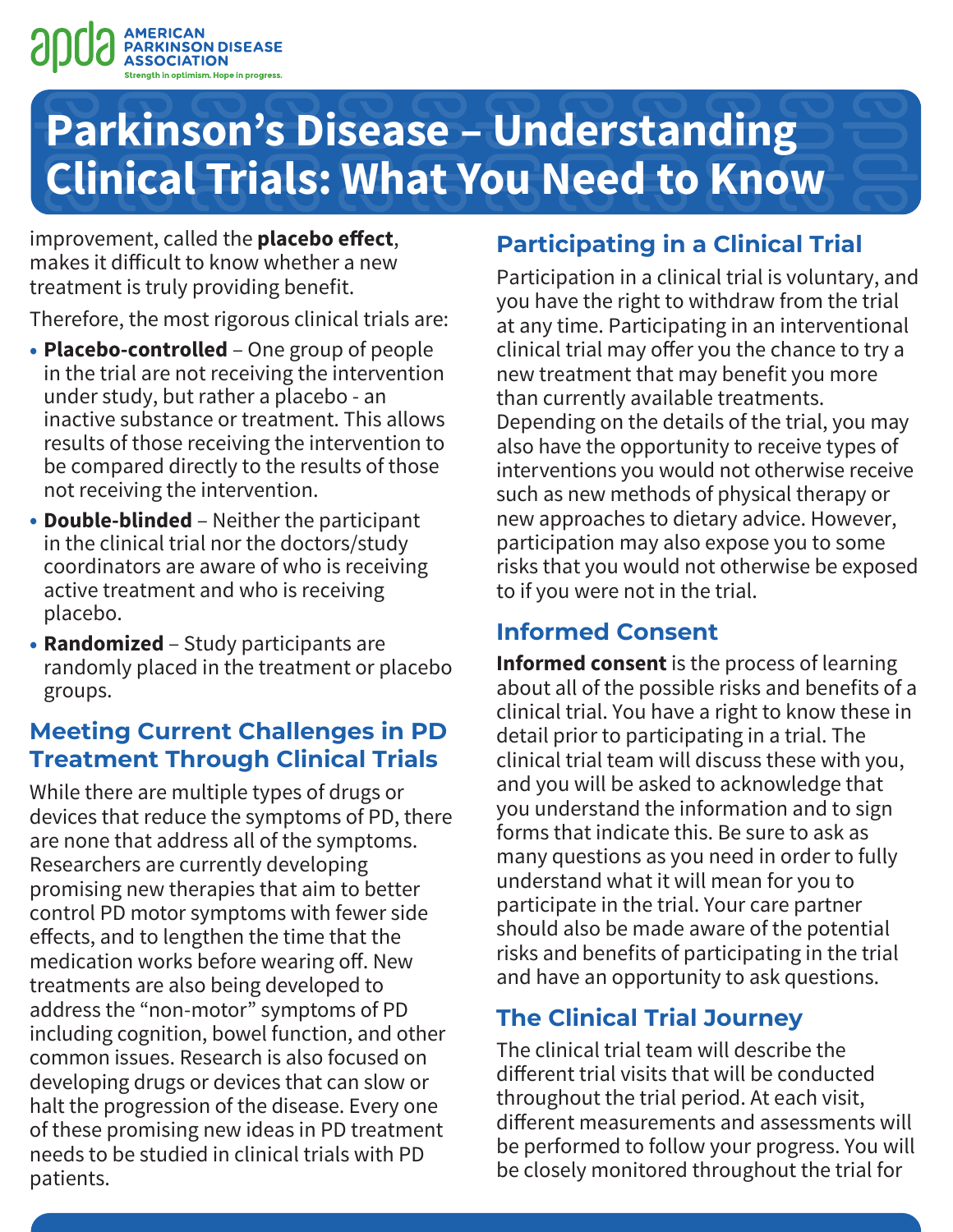improvement, called the **placebo effect**, makes it difficult to know whether a new treatment is truly providing benefit.

Therefore, the most rigorous clinical trials are:

- **Placebo-controlled** – One group of people in the trial are not receiving the intervention under study, but rather a placebo - an inactive substance or treatment. This allows results of those receiving the intervention to be compared directly to the results of those not receiving the intervention.
- **Double-blinded** – Neither the participant in the clinical trial nor the doctors/study coordinators are aware of who is receiving active treatment and who is receiving placebo.
- **Randomized** – Study participants are randomly placed in the treatment or placebo groups.

## Meeting Current Challenges in PD Treatment Through Clinical Trials

While there are multiple types of drugs or devices that reduce the symptoms of PD, there are none that address all of the symptoms. Researchers are currently developing promising new therapies that aim to better control PD motor symptoms with fewer side effects, and to lengthen the time that the medication works before wearing off. New treatments are also being developed to address the "non-motor" symptoms of PD including cognition, bowel function, and other common issues. Research is also focused on developing drugs or devices that can slow or halt the progression of the disease. Every one of these promising new ideas in PD treatment needs to be studied in clinical trials with PD patients.

## Participating in a Clinical Trial

Participation in a clinical trial is voluntary, and you have the right to withdraw from the trial at any time. Participating in an interventional clinical trial may offer you the chance to try a new treatment that may benefit you more than currently available treatments. Depending on the details of the trial, you may also have the opportunity to receive types of interventions you would not otherwise receive such as new methods of physical therapy or new approaches to dietary advice. However, participation may also expose you to some risks that you would not otherwise be exposed to if you were not in the trial.

## Informed Consent

**Informed consent** is the process of learning about all of the possible risks and benefits of a clinical trial. You have a right to know these in detail prior to participating in a trial. The clinical trial team will discuss these with you, and you will be asked to acknowledge that you understand the information and to sign forms that indicate this. Be sure to ask as many questions as you need in order to fully understand what it will mean for you to participate in the trial. Your care partner should also be made aware of the potential risks and benefits of participating in the trial and have an opportunity to ask questions.

## The Clinical Trial Journey

The clinical trial team will describe the different trial visits that will be conducted throughout the trial period. At each visit, different measurements and assessments will be performed to follow your progress. You will be closely monitored throughout the trial for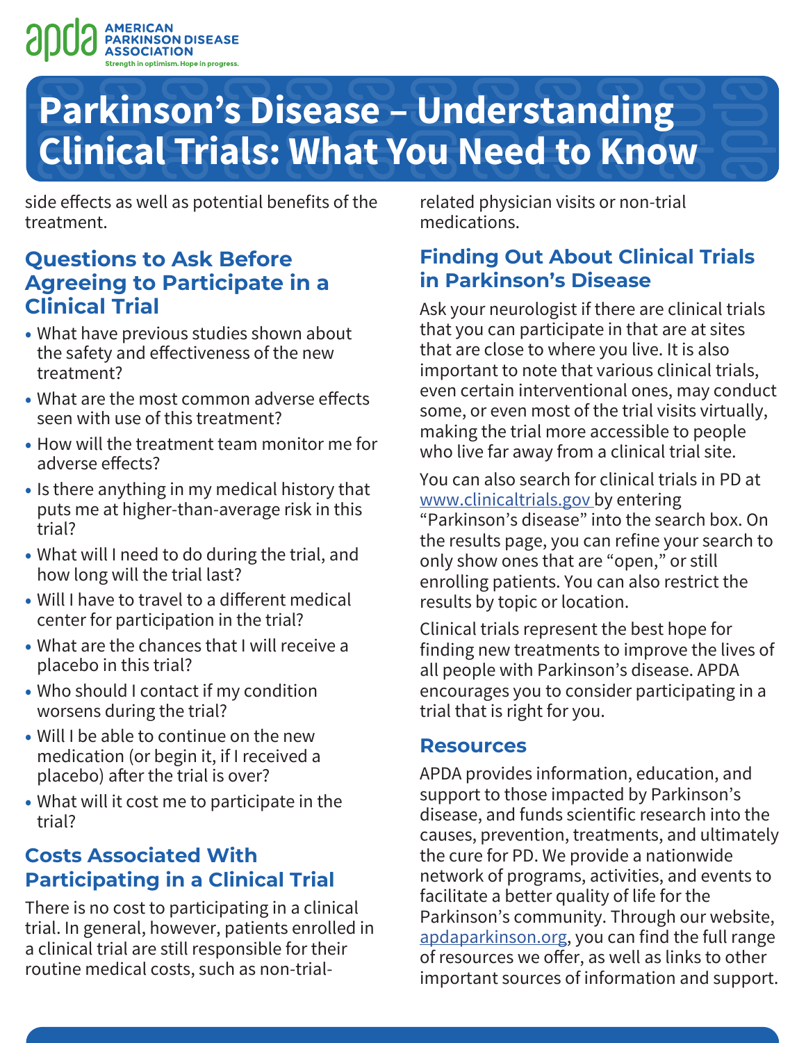side effects as well as potential benefits of the treatment.

## Questions to Ask Before Agreeing to Participate in a Clinical Trial

- What have previous studies shown about the safety and effectiveness of the new treatment?
- What are the most common adverse effects seen with use of this treatment?
- How will the treatment team monitor me for adverse effects?
- Is there anything in my medical history that puts me at higher-than-average risk in this trial?
- What will I need to do during the trial, and how long will the trial last?
- Will I have to travel to a different medical center for participation in the trial?
- What are the chances that I will receive a placebo in this trial?
- Who should I contact if my condition worsens during the trial?
- Will I be able to continue on the new medication (or begin it, if I received a placebo) after the trial is over?
- What will it cost me to participate in the trial?

## Costs Associated With Participating in a Clinical Trial

There is no cost to participating in a clinical trial. In general, however, patients enrolled in a clinical trial are still responsible for their routine medical costs, such as non-trial-related physician visits or non-trial medications.

## Finding Out About Clinical Trials in Parkinson's Disease

Ask your neurologist if there are clinical trials that you can participate in that are at sites that are close to where you live. It is also important to note that various clinical trials, even certain interventional ones, may conduct some, or even most of the trial visits virtually, making the trial more accessible to people who live far away from a clinical trial site.

You can also search for clinical trials in PD at www.clinicaltrials.gov by entering "Parkinson's disease" into the search box. On the results page, you can refine your search to only show ones that are "open," or still enrolling patients. You can also restrict the results by topic or location.

Clinical trials represent the best hope for finding new treatments to improve the lives of all people with Parkinson's disease. APDA encourages you to consider participating in a trial that is right for you.

## Resources

APDA provides information, education, and support to those impacted by Parkinson's disease, and funds scientific research into the causes, prevention, treatments, and ultimately the cure for PD. We provide a nationwide network of programs, activities, and events to facilitate a better quality of life for the Parkinson's community. Through our website, apdaparkinson.org, you can find the full range of resources we offer, as well as links to other important sources of information and support.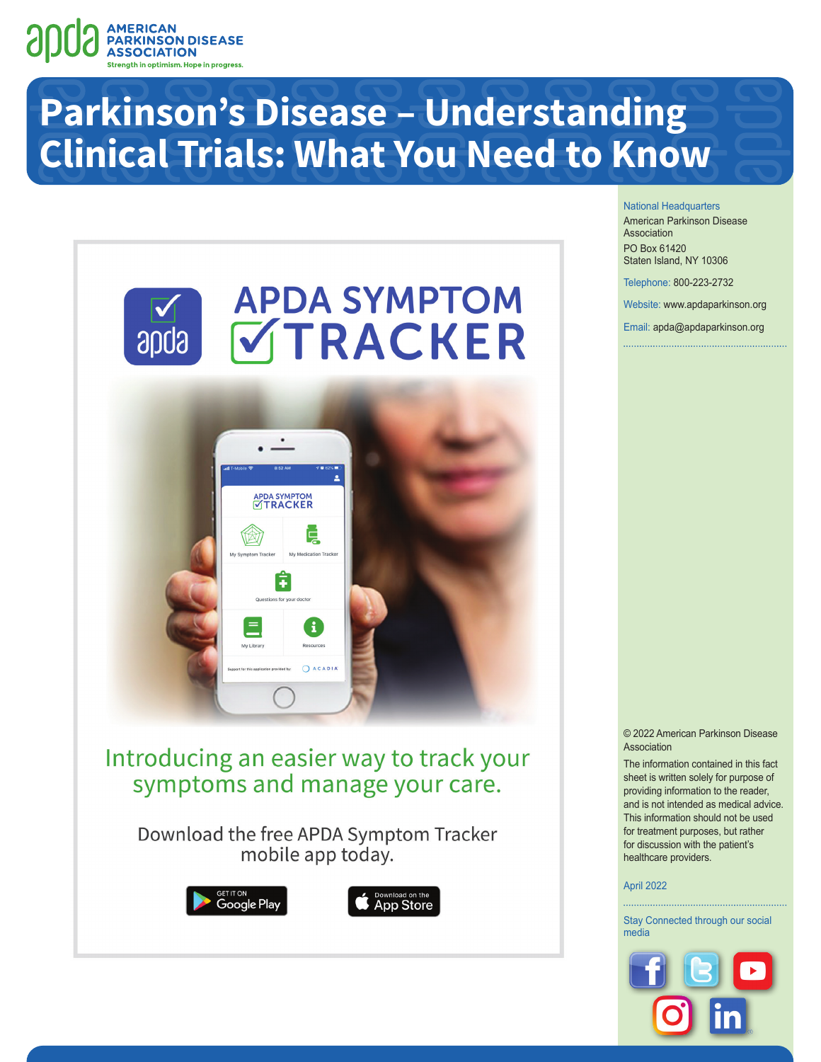# Parkinson's Disease – Understanding Clinical Trials: What You Need to Know

APDA SYMPTOM TRACKER

Introducing an easier way to track your symptoms and manage your care.

Download the free APDA Symptom Tracker mobile app today.

GET IT ON Google Play

Download on the App Store

National Headquarters
American Parkinson Disease Association
PO Box 61420
Staten Island, NY 10306

Telephone: 800-223-2732

Website: www.apdaparkinson.org

Email: apda@apdaparkinson.org

© 2022 American Parkinson Disease Association

The information contained in this fact sheet is written solely for purpose of providing information to the reader, and is not intended as medical advice. This information should not be used for treatment purposes, but rather for discussion with the patient's healthcare providers.

April 2022

Stay Connected through our social media